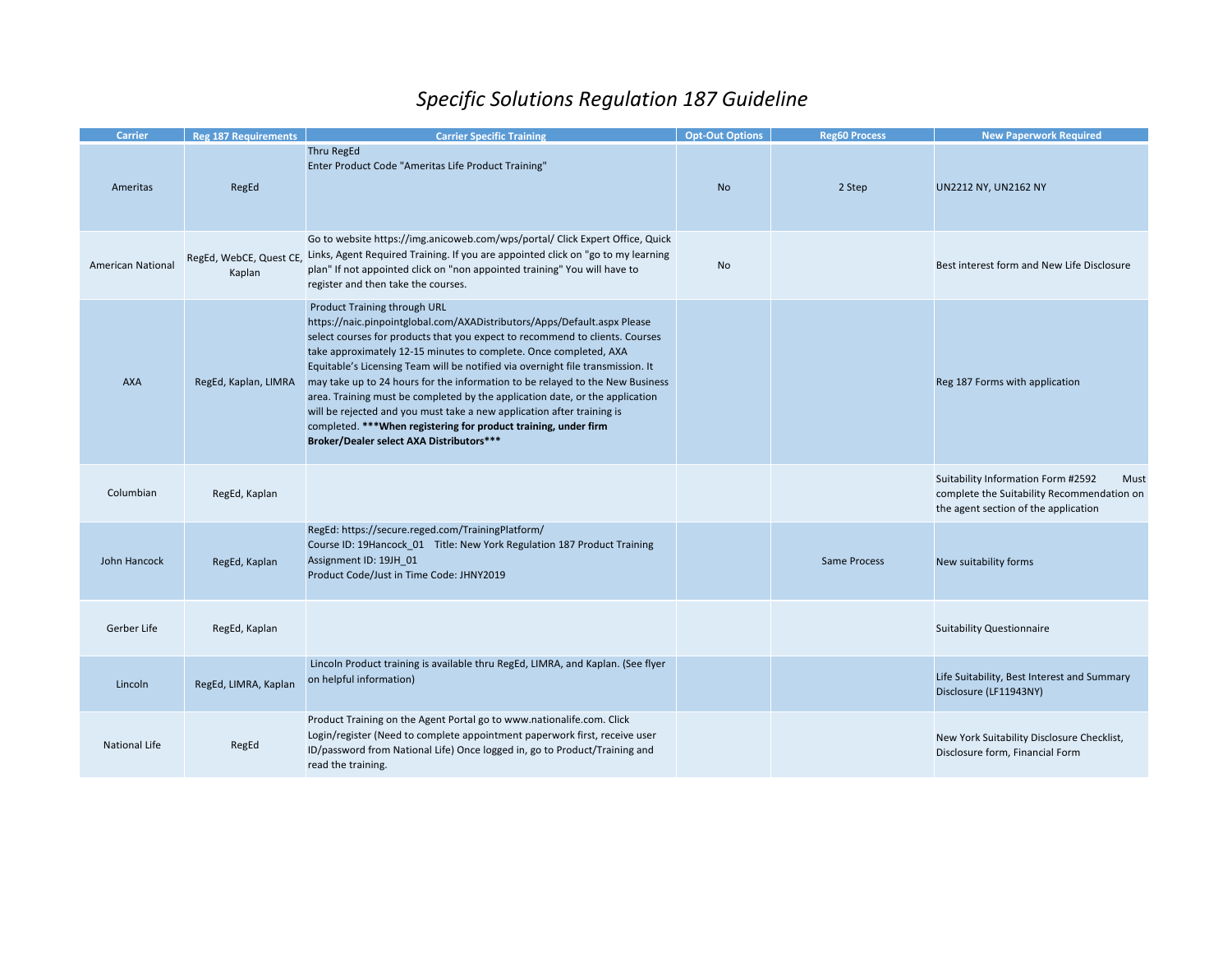# *Specific Solutions Regulation 187 Guideline*

| Carrier | Reg 187 Requirements | Carrier Specific Training | Opt-Out Options | Reg60 Process | New Paperwork Required |
|---|---|---|---|---|---|
| Ameritas | RegEd | Thru RegEd<br>Enter Product Code "Ameritas Life Product Training" | No | 2 Step | UN2212 NY, UN2162 NY |
| American National | RegEd, WebCE, Quest CE, Kaplan | Go to website https://img.anicoweb.com/wps/portal/ Click Expert Office, Quick Links, Agent Required Training. If you are appointed click on "go to my learning plan" If not appointed click on "non appointed training" You will have to register and then take the courses. | No | | Best interest form and New Life Disclosure |
| AXA | RegEd, Kaplan, LIMRA | Product Training through URL https://naic.pinpointglobal.com/AXADistributors/Apps/Default.aspx Please select courses for products that you expect to recommend to clients. Courses take approximately 12-15 minutes to complete. Once completed, AXA Equitable's Licensing Team will be notified via overnight file transmission. It may take up to 24 hours for the information to be relayed to the New Business area. Training must be completed by the application date, or the application will be rejected and you must take a new application after training is completed. **\*\*\*When registering for product training, under firm Broker/Dealer select AXA Distributors\*\*\*** | | | Reg 187 Forms with application |
| Columbian | RegEd, Kaplan | | | | Suitability Information Form #2592 Must complete the Suitability Recommendation on the agent section of the application |
| John Hancock | RegEd, Kaplan | RegEd: https://secure.reged.com/TrainingPlatform/<br>Course ID: 19Hancock_01 Title: New York Regulation 187 Product Training<br>Assignment ID: 19JH_01<br>Product Code/Just in Time Code: JHNY2019 | | Same Process | New suitability forms |
| Gerber Life | RegEd, Kaplan | | | | Suitability Questionnaire |
| Lincoln | RegEd, LIMRA, Kaplan | Lincoln Product training is available thru RegEd, LIMRA, and Kaplan. (See flyer on helpful information) | | | Life Suitability, Best Interest and Summary Disclosure (LF11943NY) |
| National Life | RegEd | Product Training on the Agent Portal go to www.nationalife.com. Click Login/register (Need to complete appointment paperwork first, receive user ID/password from National Life) Once logged in, go to Product/Training and read the training. | | | New York Suitability Disclosure Checklist, Disclosure form, Financial Form |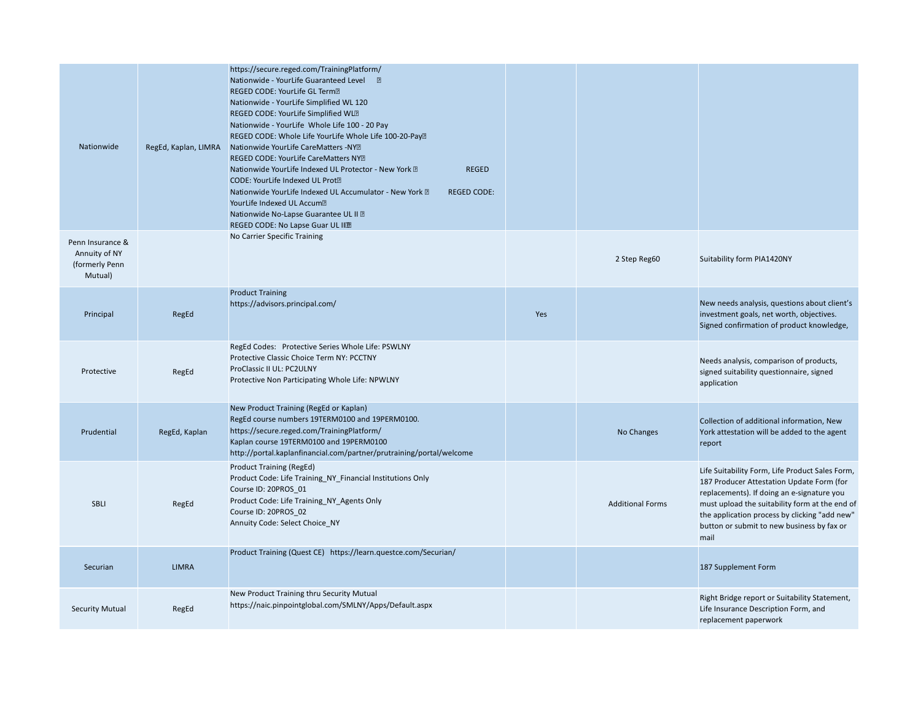| | | | | | |
|---|---|---|---|---|---|
| Nationwide | RegEd, Kaplan, LIMRA | https://secure.reged.com/TrainingPlatform/<br>Nationwide - YourLife Guaranteed Level<br>REGED CODE: YourLife GL Term<br>Nationwide - YourLife Simplified WL 120<br>REGED CODE: YourLife Simplified WL<br>Nationwide - YourLife Whole Life 100 - 20 Pay<br>REGED CODE: Whole Life YourLife Whole Life 100-20-Pay<br>Nationwide YourLife CareMatters -NY<br>REGED CODE: YourLife CareMatters NY<br>Nationwide YourLife Indexed UL Protector - New York REGED CODE: YourLife Indexed UL Prot<br>Nationwide YourLife Indexed UL Accumulator - New York REGED CODE: YourLife Indexed UL Accum<br>Nationwide No-Lapse Guarantee UL II<br>REGED CODE: No Lapse Guar UL II | | | |
| Penn Insurance & Annuity of NY (formerly Penn Mutual) | | No Carrier Specific Training | | 2 Step Reg60 | Suitability form PIA1420NY |
| Principal | RegEd | Product Training<br>https://advisors.principal.com/ | Yes | | New needs analysis, questions about client's investment goals, net worth, objectives. Signed confirmation of product knowledge, |
| Protective | RegEd | RegEd Codes: Protective Series Whole Life: PSWLNY<br>Protective Classic Choice Term NY: PCCTNY<br>ProClassic II UL: PC2ULNY<br>Protective Non Participating Whole Life: NPWLNY | | | Needs analysis, comparison of products, signed suitability questionnaire, signed application |
| Prudential | RegEd, Kaplan | New Product Training (RegEd or Kaplan)<br>RegEd course numbers 19TERM0100 and 19PERM0100.<br>https://secure.reged.com/TrainingPlatform/<br>Kaplan course 19TERM0100 and 19PERM0100<br>http://portal.kaplanfinancial.com/partner/prutraining/portal/welcome | | No Changes | Collection of additional information, New York attestation will be added to the agent report |
| SBLI | RegEd | Product Training (RegEd)<br>Product Code: Life Training_NY_Financial Institutions Only<br>Course ID: 20PROS_01<br>Product Code: Life Training_NY_Agents Only<br>Course ID: 20PROS_02<br>Annuity Code: Select Choice_NY | | Additional Forms | Life Suitability Form, Life Product Sales Form, 187 Producer Attestation Update Form (for replacements). If doing an e-signature you must upload the suitability form at the end of the application process by clicking "add new" button or submit to new business by fax or mail |
| Securian | LIMRA | Product Training (Quest CE) https://learn.questce.com/Securian/ | | | 187 Supplement Form |
| Security Mutual | RegEd | New Product Training thru Security Mutual<br>https://naic.pinpointglobal.com/SMLNY/Apps/Default.aspx | | | Right Bridge report or Suitability Statement, Life Insurance Description Form, and replacement paperwork |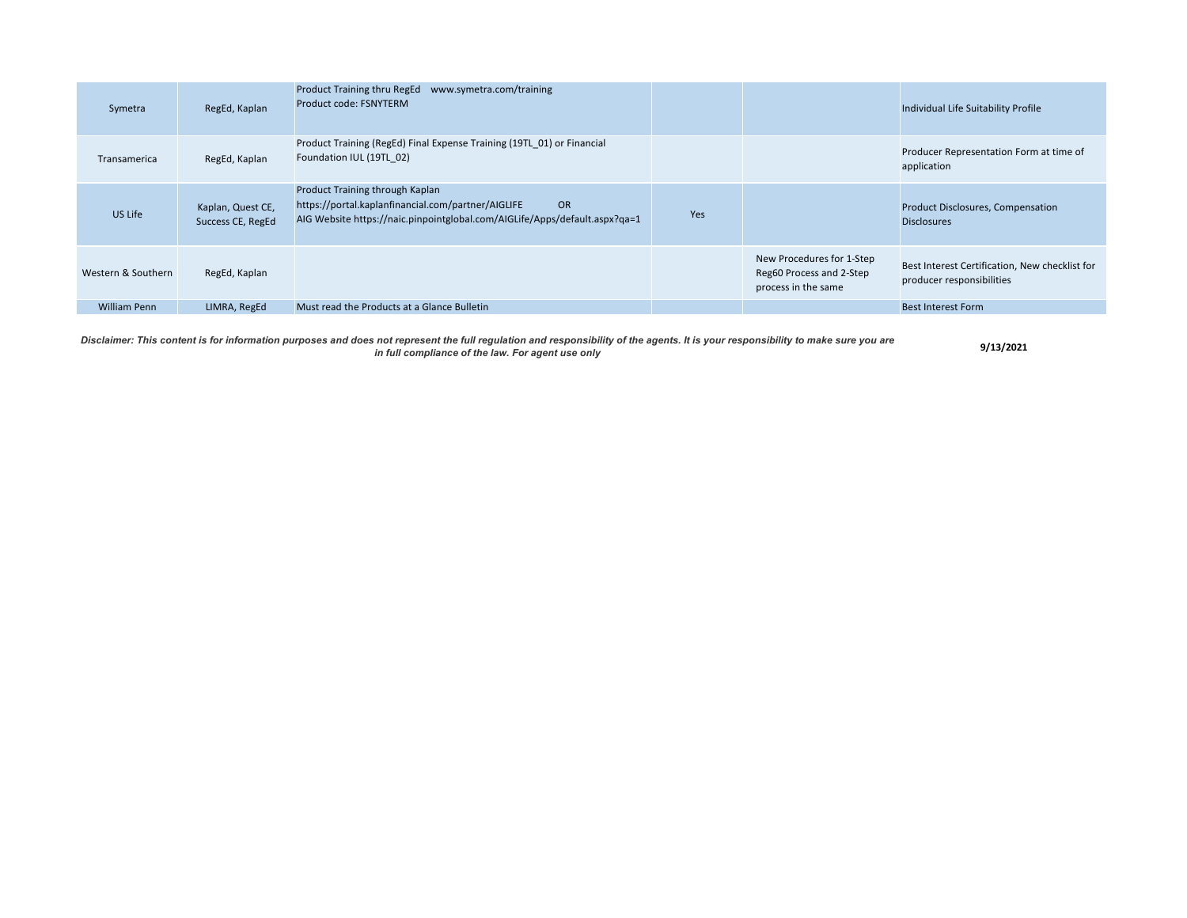| | | | | | |
|---|---|---|---|---|---|
| Symetra | RegEd, Kaplan | Product Training thru RegEd www.symetra.com/training<br>Product code: FSNYTERM | | | Individual Life Suitability Profile |
| Transamerica | RegEd, Kaplan | Product Training (RegEd) Final Expense Training (19TL_01) or Financial Foundation IUL (19TL_02) | | | Producer Representation Form at time of application |
| US Life | Kaplan, Quest CE, Success CE, RegEd | Product Training through Kaplan<br>https://portal.kaplanfinancial.com/partner/AIGLIFE OR<br>AIG Website https://naic.pinpointglobal.com/AIGLife/Apps/default.aspx?qa=1 | Yes | | Product Disclosures, Compensation Disclosures |
| Western & Southern | RegEd, Kaplan | | | New Procedures for 1-Step Reg60 Process and 2-Step process in the same | Best Interest Certification, New checklist for producer responsibilities |
| William Penn | LIMRA, RegEd | Must read the Products at a Glance Bulletin | | | Best Interest Form |

***Disclaimer: This content is for information purposes and does not represent the full regulation and responsibility of the agents. It is your responsibility to make sure you are in full compliance of the law. For agent use only***

**9/13/2021**